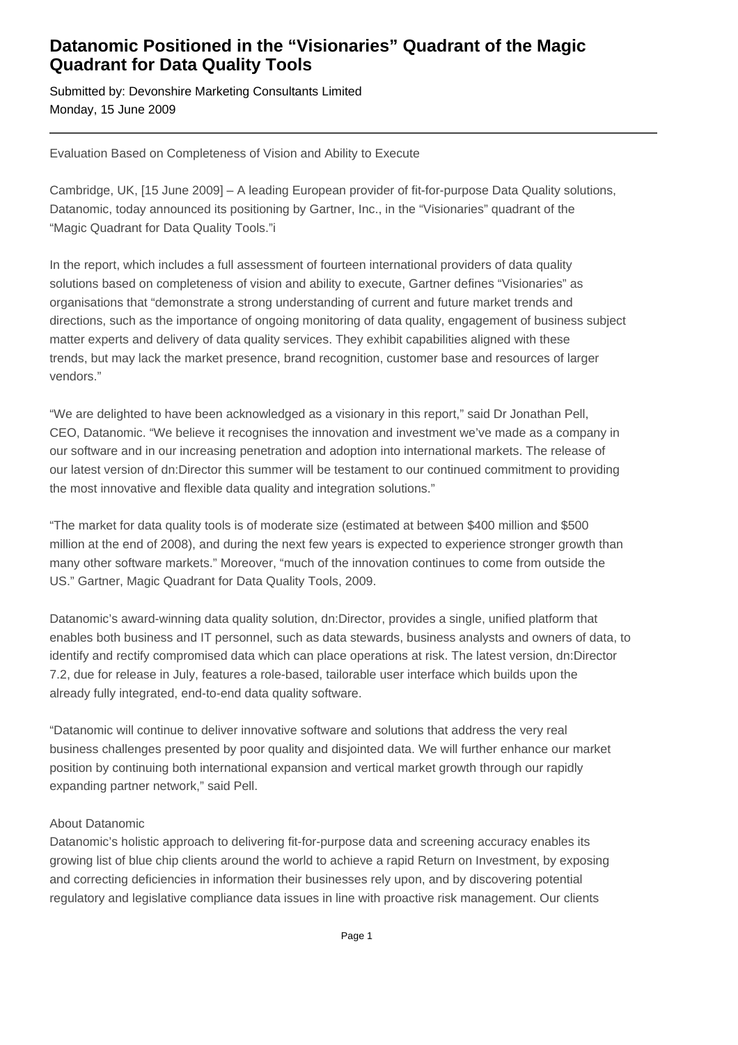# Datanomic Positioned in the "Visionaries" Quadrant of the Magic Quadrant for Data Quality Tools

Submitted by: Devonshire Marketing Consultants Limited
Monday, 15 June 2009

---

Evaluation Based on Completeness of Vision and Ability to Execute

Cambridge, UK, [15 June 2009] – A leading European provider of fit-for-purpose Data Quality solutions, Datanomic, today announced its positioning by Gartner, Inc., in the "Visionaries" quadrant of the "Magic Quadrant for Data Quality Tools."i

In the report, which includes a full assessment of fourteen international providers of data quality solutions based on completeness of vision and ability to execute, Gartner defines "Visionaries" as organisations that "demonstrate a strong understanding of current and future market trends and directions, such as the importance of ongoing monitoring of data quality, engagement of business subject matter experts and delivery of data quality services. They exhibit capabilities aligned with these trends, but may lack the market presence, brand recognition, customer base and resources of larger vendors."

"We are delighted to have been acknowledged as a visionary in this report," said Dr Jonathan Pell, CEO, Datanomic. "We believe it recognises the innovation and investment we've made as a company in our software and in our increasing penetration and adoption into international markets. The release of our latest version of dn:Director this summer will be testament to our continued commitment to providing the most innovative and flexible data quality and integration solutions."

"The market for data quality tools is of moderate size (estimated at between $400 million and $500 million at the end of 2008), and during the next few years is expected to experience stronger growth than many other software markets." Moreover, "much of the innovation continues to come from outside the US." Gartner, Magic Quadrant for Data Quality Tools, 2009.

Datanomic's award-winning data quality solution, dn:Director, provides a single, unified platform that enables both business and IT personnel, such as data stewards, business analysts and owners of data, to identify and rectify compromised data which can place operations at risk. The latest version, dn:Director 7.2, due for release in July, features a role-based, tailorable user interface which builds upon the already fully integrated, end-to-end data quality software.

"Datanomic will continue to deliver innovative software and solutions that address the very real business challenges presented by poor quality and disjointed data. We will further enhance our market position by continuing both international expansion and vertical market growth through our rapidly expanding partner network," said Pell.

About Datanomic
Datanomic's holistic approach to delivering fit-for-purpose data and screening accuracy enables its growing list of blue chip clients around the world to achieve a rapid Return on Investment, by exposing and correcting deficiencies in information their businesses rely upon, and by discovering potential regulatory and legislative compliance data issues in line with proactive risk management. Our clients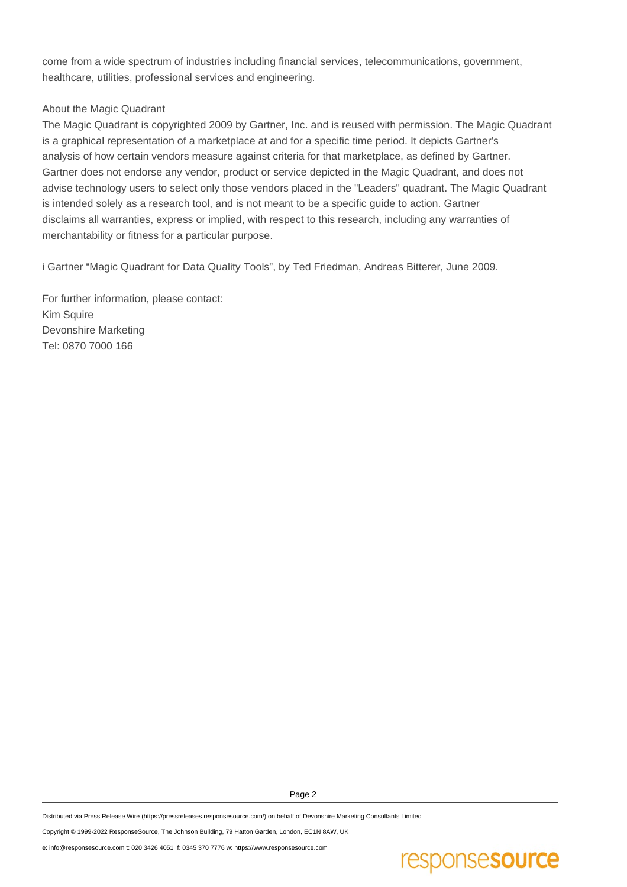come from a wide spectrum of industries including financial services, telecommunications, government, healthcare, utilities, professional services and engineering.

About the Magic Quadrant

The Magic Quadrant is copyrighted 2009 by Gartner, Inc. and is reused with permission. The Magic Quadrant is a graphical representation of a marketplace at and for a specific time period. It depicts Gartner's analysis of how certain vendors measure against criteria for that marketplace, as defined by Gartner. Gartner does not endorse any vendor, product or service depicted in the Magic Quadrant, and does not advise technology users to select only those vendors placed in the "Leaders" quadrant. The Magic Quadrant is intended solely as a research tool, and is not meant to be a specific guide to action. Gartner disclaims all warranties, express or implied, with respect to this research, including any warranties of merchantability or fitness for a particular purpose.

i Gartner "Magic Quadrant for Data Quality Tools", by Ted Friedman, Andreas Bitterer, June 2009.

For further information, please contact:
Kim Squire
Devonshire Marketing
Tel: 0870 7000 166